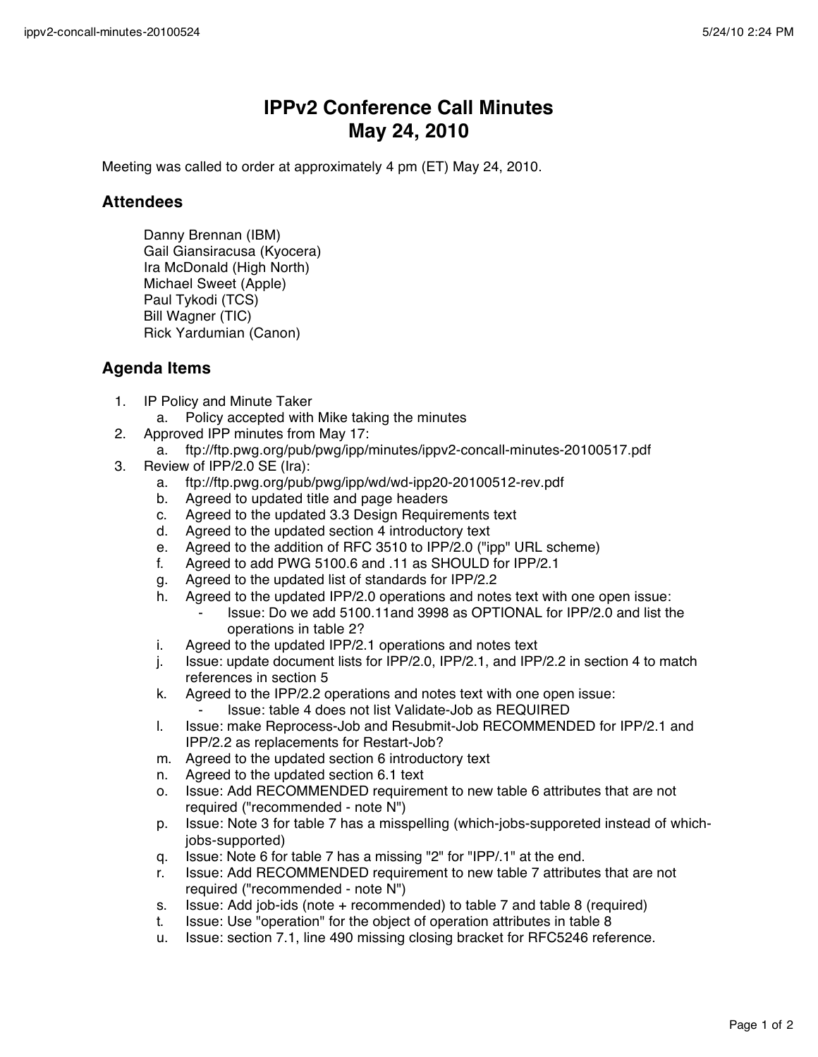# IPPv2 Conference Call Minutes
# May 24, 2010

Meeting was called to order at approximately 4 pm (ET) May 24, 2010.

## Attendees

Danny Brennan (IBM)
Gail Giansiracusa (Kyocera)
Ira McDonald (High North)
Michael Sweet (Apple)
Paul Tykodi (TCS)
Bill Wagner (TIC)
Rick Yardumian (Canon)

## Agenda Items

1. IP Policy and Minute Taker
    a. Policy accepted with Mike taking the minutes
2. Approved IPP minutes from May 17:
    a. ftp://ftp.pwg.org/pub/pwg/ipp/minutes/ippv2-concall-minutes-20100517.pdf
3. Review of IPP/2.0 SE (Ira):
    a. ftp://ftp.pwg.org/pub/pwg/ipp/wd/wd-ipp20-20100512-rev.pdf
    b. Agreed to updated title and page headers
    c. Agreed to the updated 3.3 Design Requirements text
    d. Agreed to the updated section 4 introductory text
    e. Agreed to the addition of RFC 3510 to IPP/2.0 ("ipp" URL scheme)
    f. Agreed to add PWG 5100.6 and .11 as SHOULD for IPP/2.1
    g. Agreed to the updated list of standards for IPP/2.2
    h. Agreed to the updated IPP/2.0 operations and notes text with one open issue:
        - Issue: Do we add 5100.11and 3998 as OPTIONAL for IPP/2.0 and list the operations in table 2?
    i. Agreed to the updated IPP/2.1 operations and notes text
    j. Issue: update document lists for IPP/2.0, IPP/2.1, and IPP/2.2 in section 4 to match references in section 5
    k. Agreed to the IPP/2.2 operations and notes text with one open issue:
        - Issue: table 4 does not list Validate-Job as REQUIRED
    l. Issue: make Reprocess-Job and Resubmit-Job RECOMMENDED for IPP/2.1 and IPP/2.2 as replacements for Restart-Job?
    m. Agreed to the updated section 6 introductory text
    n. Agreed to the updated section 6.1 text
    o. Issue: Add RECOMMENDED requirement to new table 6 attributes that are not required ("recommended - note N")
    p. Issue: Note 3 for table 7 has a misspelling (which-jobs-supporeted instead of which-jobs-supported)
    q. Issue: Note 6 for table 7 has a missing "2" for "IPP/.1" at the end.
    r. Issue: Add RECOMMENDED requirement to new table 7 attributes that are not required ("recommended - note N")
    s. Issue: Add job-ids (note + recommended) to table 7 and table 8 (required)
    t. Issue: Use "operation" for the object of operation attributes in table 8
    u. Issue: section 7.1, line 490 missing closing bracket for RFC5246 reference.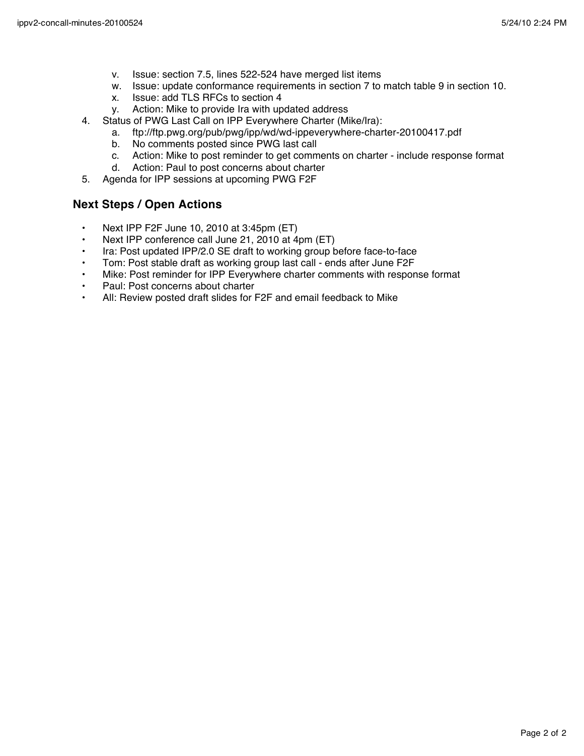v. Issue: section 7.5, lines 522-524 have merged list items
   w. Issue: update conformance requirements in section 7 to match table 9 in section 10.
   x. Issue: add TLS RFCs to section 4
   y. Action: Mike to provide Ira with updated address
4. Status of PWG Last Call on IPP Everywhere Charter (Mike/Ira):
   a. ftp://ftp.pwg.org/pub/pwg/ipp/wd/wd-ippeverywhere-charter-20100417.pdf
   b. No comments posted since PWG last call
   c. Action: Mike to post reminder to get comments on charter - include response format
   d. Action: Paul to post concerns about charter
5. Agenda for IPP sessions at upcoming PWG F2F

## Next Steps / Open Actions

- Next IPP F2F June 10, 2010 at 3:45pm (ET)
- Next IPP conference call June 21, 2010 at 4pm (ET)
- Ira: Post updated IPP/2.0 SE draft to working group before face-to-face
- Tom: Post stable draft as working group last call - ends after June F2F
- Mike: Post reminder for IPP Everywhere charter comments with response format
- Paul: Post concerns about charter
- All: Review posted draft slides for F2F and email feedback to Mike